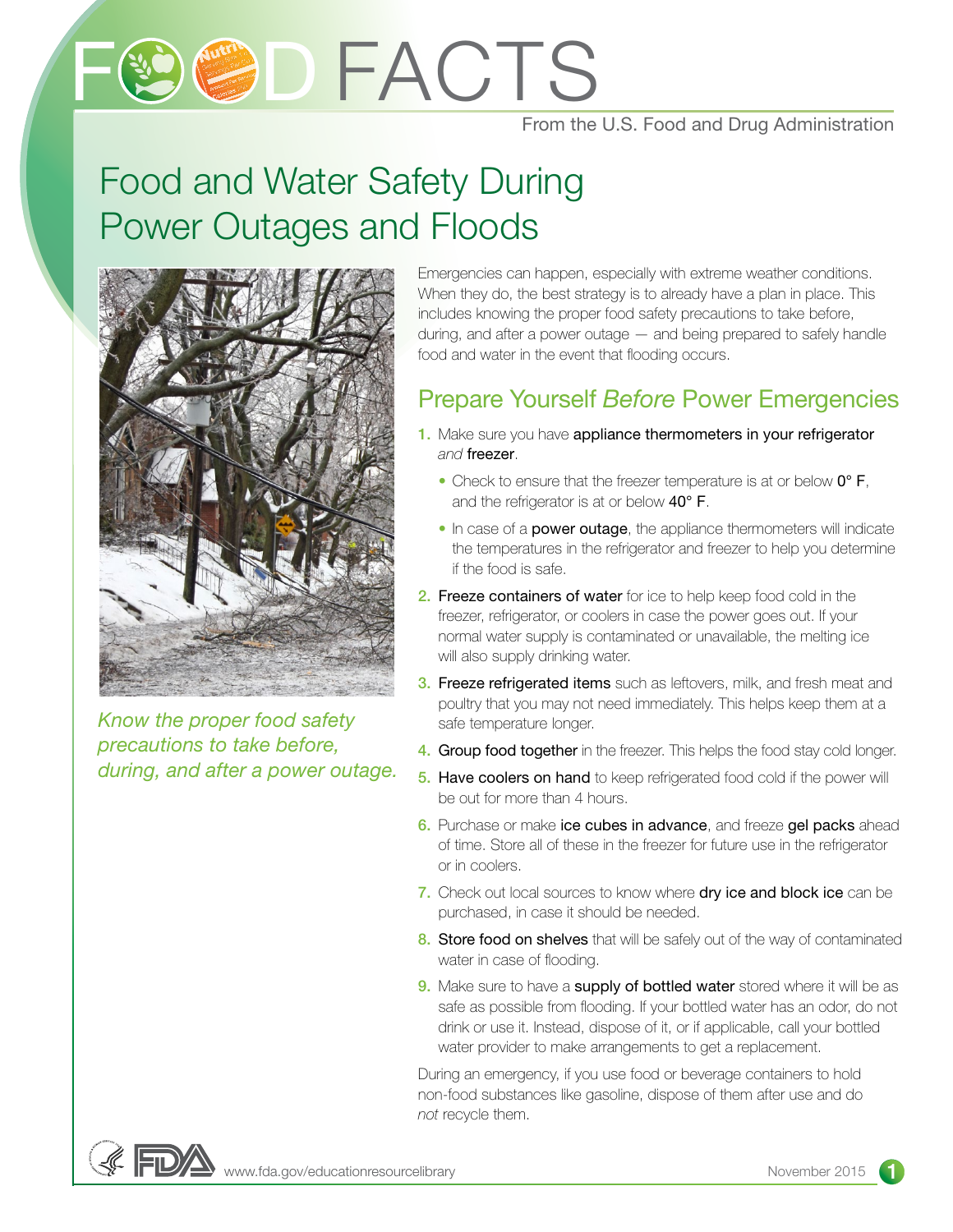# FOOD FACTS

From the U.S. Food and Drug Administration

## Food and Water Safety During Power Outages and Floods

*Know the proper food safety precautions to take before, during, and after a power outage.*

Emergencies can happen, especially with extreme weather conditions. When they do, the best strategy is to already have a plan in place. This includes knowing the proper food safety precautions to take before, during, and after a power outage — and being prepared to safely handle food and water in the event that flooding occurs.

### Prepare Yourself *Before* Power Emergencies

1. Make sure you have **appliance thermometers in your refrigerator** *and* **freezer**.
   - Check to ensure that the freezer temperature is at or below **0° F**, and the refrigerator is at or below **40° F**.
   - In case of a **power outage**, the appliance thermometers will indicate the temperatures in the refrigerator and freezer to help you determine if the food is safe.
2. **Freeze containers of water** for ice to help keep food cold in the freezer, refrigerator, or coolers in case the power goes out. If your normal water supply is contaminated or unavailable, the melting ice will also supply drinking water.
3. **Freeze refrigerated items** such as leftovers, milk, and fresh meat and poultry that you may not need immediately. This helps keep them at a safe temperature longer.
4. **Group food together** in the freezer. This helps the food stay cold longer.
5. **Have coolers on hand** to keep refrigerated food cold if the power will be out for more than 4 hours.
6. Purchase or make **ice cubes in advance**, and freeze **gel packs** ahead of time. Store all of these in the freezer for future use in the refrigerator or in coolers.
7. Check out local sources to know where **dry ice and block ice** can be purchased, in case it should be needed.
8. **Store food on shelves** that will be safely out of the way of contaminated water in case of flooding.
9. Make sure to have a **supply of bottled water** stored where it will be as safe as possible from flooding. If your bottled water has an odor, do not drink or use it. Instead, dispose of it, or if applicable, call your bottled water provider to make arrangements to get a replacement.

During an emergency, if you use food or beverage containers to hold non-food substances like gasoline, dispose of them after use and do *not* recycle them.

www.fda.gov/educationresourcelibrary

November 2015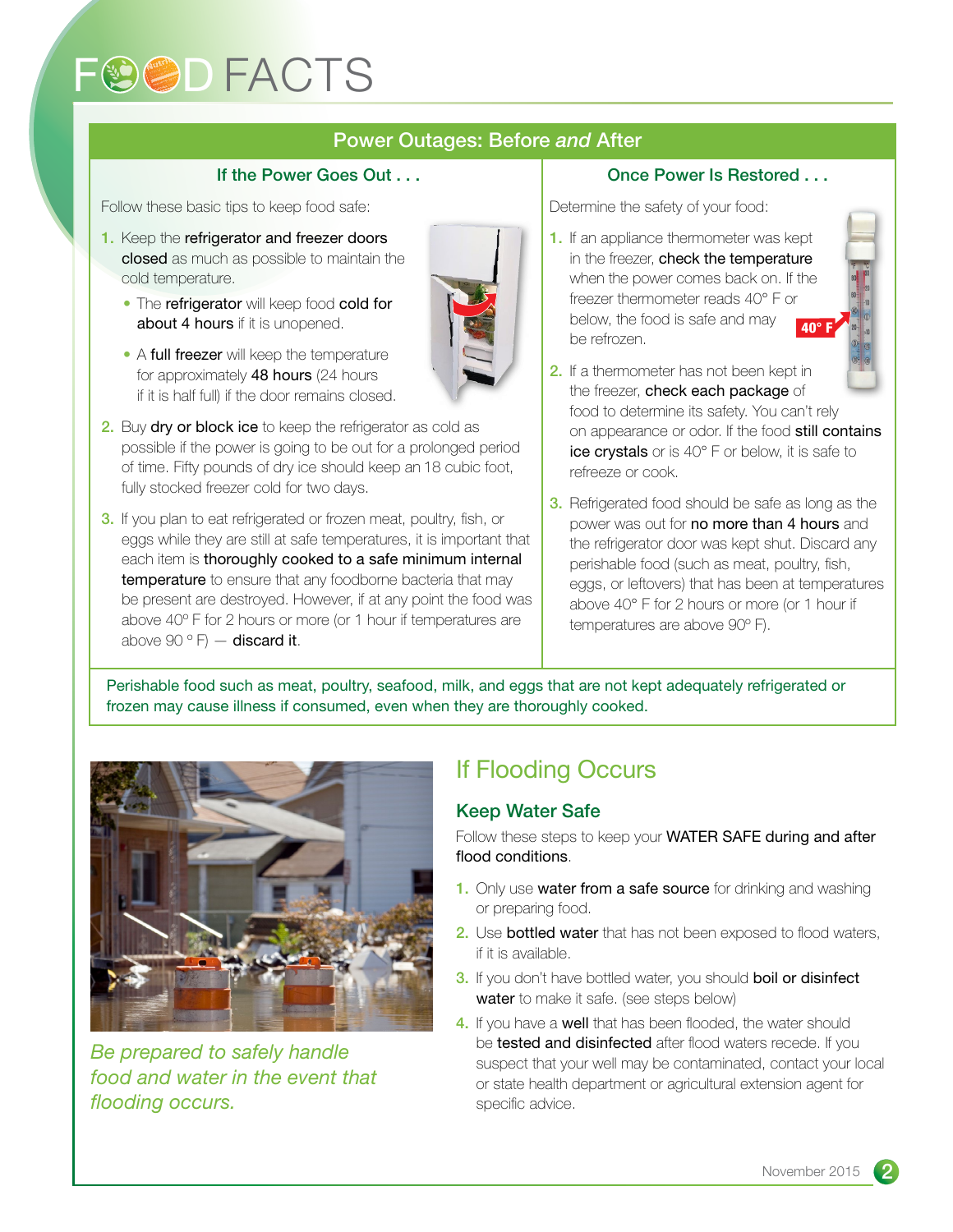# FOOD FACTS

## Power Outages: Before *and* After

### If the Power Goes Out . . .

Follow these basic tips to keep food safe:

1. Keep the **refrigerator and freezer doors closed** as much as possible to maintain the cold temperature.
   - The **refrigerator** will keep food **cold for about 4 hours** if it is unopened.
   - A **full freezer** will keep the temperature for approximately **48 hours** (24 hours if it is half full) if the door remains closed.
2. Buy **dry or block ice** to keep the refrigerator as cold as possible if the power is going to be out for a prolonged period of time. Fifty pounds of dry ice should keep an 18 cubic foot, fully stocked freezer cold for two days.
3. If you plan to eat refrigerated or frozen meat, poultry, fish, or eggs while they are still at safe temperatures, it is important that each item is **thoroughly cooked to a safe minimum internal temperature** to ensure that any foodborne bacteria that may be present are destroyed. However, if at any point the food was above 40º F for 2 hours or more (or 1 hour if temperatures are above 90 º F) — **discard it**.

### Once Power Is Restored . . .

Determine the safety of your food:

1. If an appliance thermometer was kept in the freezer, **check the temperature** when the power comes back on. If the freezer thermometer reads 40° F or below, the food is safe and may be refrozen.
2. If a thermometer has not been kept in the freezer, **check each package** of food to determine its safety. You can't rely on appearance or odor. If the food **still contains ice crystals** or is 40° F or below, it is safe to refreeze or cook.
3. Refrigerated food should be safe as long as the power was out for **no more than 4 hours** and the refrigerator door was kept shut. Discard any perishable food (such as meat, poultry, fish, eggs, or leftovers) that has been at temperatures above 40° F for 2 hours or more (or 1 hour if temperatures are above 90º F).

Perishable food such as meat, poultry, seafood, milk, and eggs that are not kept adequately refrigerated or frozen may cause illness if consumed, even when they are thoroughly cooked.

*Be prepared to safely handle food and water in the event that flooding occurs.*

## If Flooding Occurs

### Keep Water Safe

Follow these steps to keep your **WATER SAFE during and after flood conditions**.

1. Only use **water from a safe source** for drinking and washing or preparing food.
2. Use **bottled water** that has not been exposed to flood waters, if it is available.
3. If you don't have bottled water, you should **boil or disinfect water** to make it safe. (see steps below)
4. If you have a **well** that has been flooded, the water should be **tested and disinfected** after flood waters recede. If you suspect that your well may be contaminated, contact your local or state health department or agricultural extension agent for specific advice.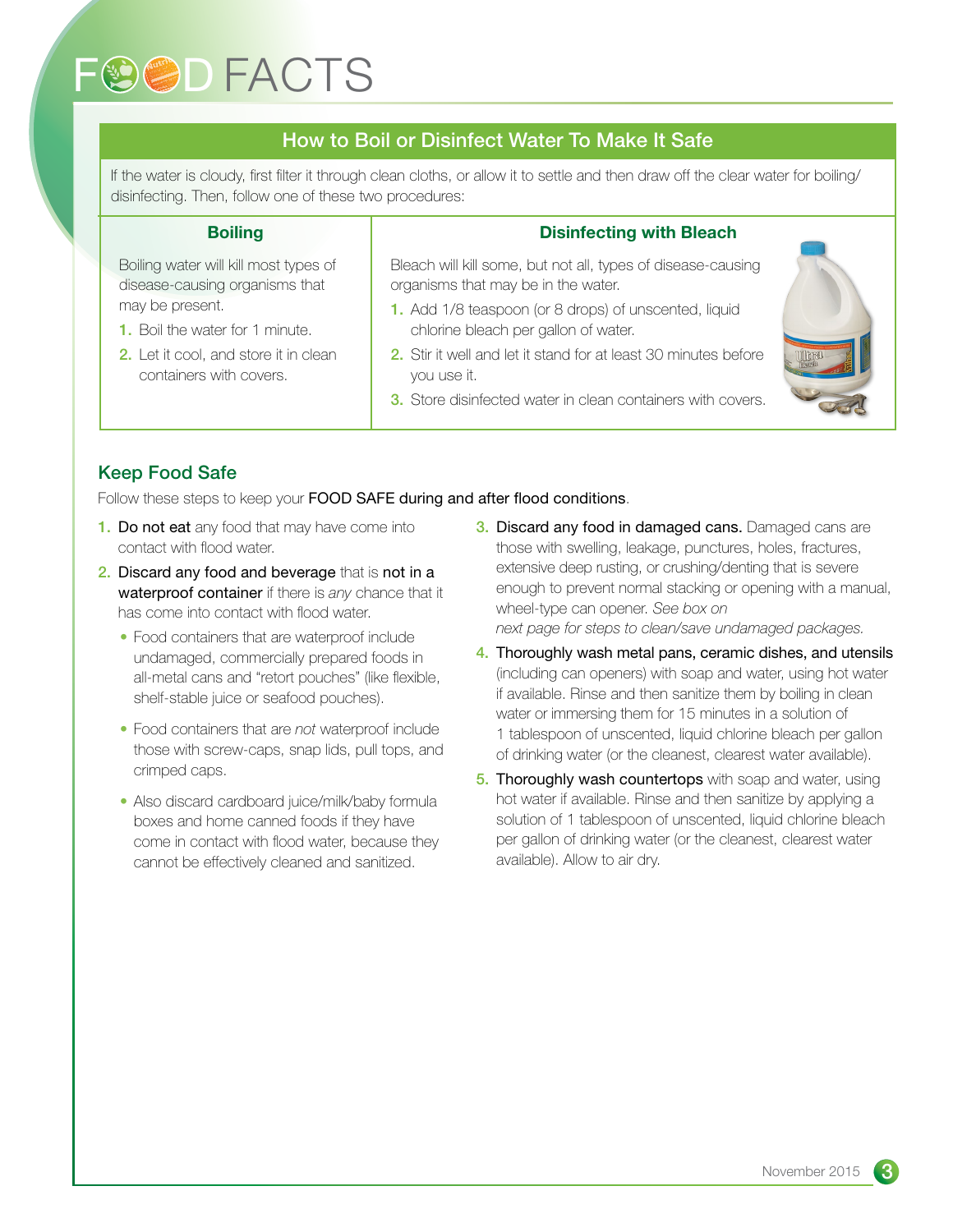# FOOD FACTS

## How to Boil or Disinfect Water To Make It Safe

If the water is cloudy, first filter it through clean cloths, or allow it to settle and then draw off the clear water for boiling/ disinfecting. Then, follow one of these two procedures:

### Boiling

Boiling water will kill most types of disease-causing organisms that may be present.

1. Boil the water for 1 minute.
2. Let it cool, and store it in clean containers with covers.

### Disinfecting with Bleach

Bleach will kill some, but not all, types of disease-causing organisms that may be in the water.

1. Add 1/8 teaspoon (or 8 drops) of unscented, liquid chlorine bleach per gallon of water.
2. Stir it well and let it stand for at least 30 minutes before you use it.
3. Store disinfected water in clean containers with covers.

## Keep Food Safe

Follow these steps to keep your FOOD SAFE during and after flood conditions.

1. **Do not eat** any food that may have come into contact with flood water.
2. **Discard any food and beverage** that is **not in a waterproof container** if there is *any* chance that it has come into contact with flood water.
   - Food containers that are waterproof include undamaged, commercially prepared foods in all-metal cans and "retort pouches" (like flexible, shelf-stable juice or seafood pouches).
   - Food containers that are *not* waterproof include those with screw-caps, snap lids, pull tops, and crimped caps.
   - Also discard cardboard juice/milk/baby formula boxes and home canned foods if they have come in contact with flood water, because they cannot be effectively cleaned and sanitized.
3. **Discard any food in damaged cans.** Damaged cans are those with swelling, leakage, punctures, holes, fractures, extensive deep rusting, or crushing/denting that is severe enough to prevent normal stacking or opening with a manual, wheel-type can opener. *See box on next page for steps to clean/save undamaged packages.*
4. **Thoroughly wash metal pans, ceramic dishes, and utensils** (including can openers) with soap and water, using hot water if available. Rinse and then sanitize them by boiling in clean water or immersing them for 15 minutes in a solution of 1 tablespoon of unscented, liquid chlorine bleach per gallon of drinking water (or the cleanest, clearest water available).
5. **Thoroughly wash countertops** with soap and water, using hot water if available. Rinse and then sanitize by applying a solution of 1 tablespoon of unscented, liquid chlorine bleach per gallon of drinking water (or the cleanest, clearest water available). Allow to air dry.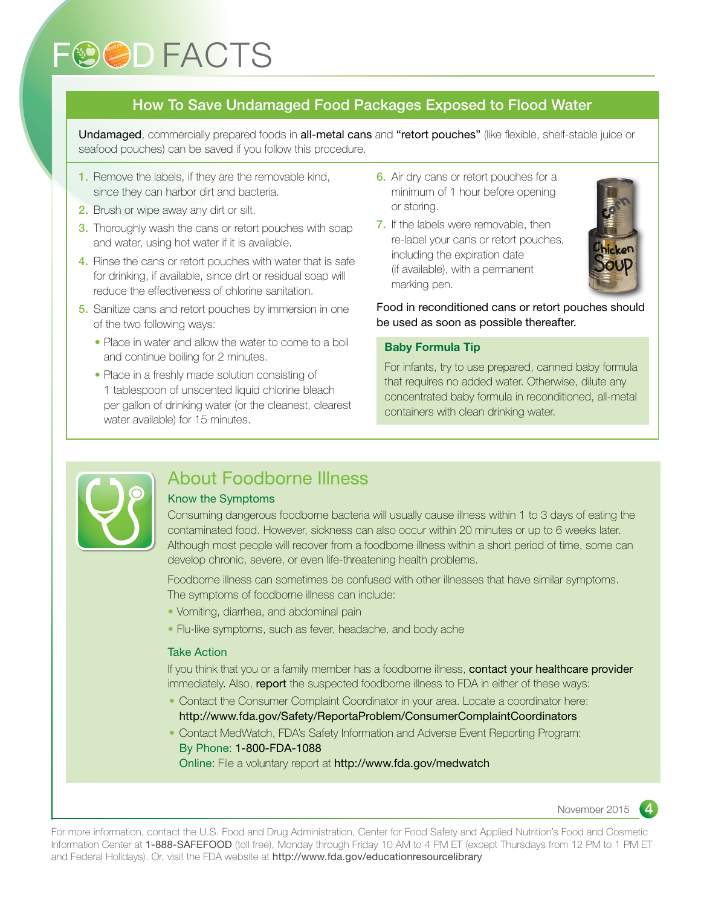# FOOD FACTS

## How To Save Undamaged Food Packages Exposed to Flood Water

**Undamaged**, commercially prepared foods in **all-metal cans** and **"retort pouches"** (like flexible, shelf-stable juice or seafood pouches) can be saved if you follow this procedure.

1. Remove the labels, if they are the removable kind, since they can harbor dirt and bacteria.
2. Brush or wipe away any dirt or silt.
3. Thoroughly wash the cans or retort pouches with soap and water, using hot water if it is available.
4. Rinse the cans or retort pouches with water that is safe for drinking, if available, since dirt or residual soap will reduce the effectiveness of chlorine sanitation.
5. Sanitize cans and retort pouches by immersion in one of the two following ways:
   - Place in water and allow the water to come to a boil and continue boiling for 2 minutes.
   - Place in a freshly made solution consisting of 1 tablespoon of unscented liquid chlorine bleach per gallon of drinking water (or the cleanest, clearest water available) for 15 minutes.
6. Air dry cans or retort pouches for a minimum of 1 hour before opening or storing.
7. If the labels were removable, then re-label your cans or retort pouches, including the expiration date (if available), with a permanent marking pen.

Food in reconditioned cans or retort pouches should be used as soon as possible thereafter.

### Baby Formula Tip

For infants, try to use prepared, canned baby formula that requires no added water. Otherwise, dilute any concentrated baby formula in reconditioned, all-metal containers with clean drinking water.

## About Foodborne Illness

### Know the Symptoms

Consuming dangerous foodborne bacteria will usually cause illness within 1 to 3 days of eating the contaminated food. However, sickness can also occur within 20 minutes or up to 6 weeks later. Although most people will recover from a foodborne illness within a short period of time, some can develop chronic, severe, or even life-threatening health problems.

Foodborne illness can sometimes be confused with other illnesses that have similar symptoms. The symptoms of foodborne illness can include:

- Vomiting, diarrhea, and abdominal pain
- Flu-like symptoms, such as fever, headache, and body ache

### Take Action

If you think that you or a family member has a foodborne illness, **contact your healthcare provider** immediately. Also, **report** the suspected foodborne illness to FDA in either of these ways:

- Contact the Consumer Complaint Coordinator in your area. Locate a coordinator here: http://www.fda.gov/Safety/ReportaProblem/ConsumerComplaintCoordinators
- Contact MedWatch, FDA's Safety Information and Adverse Event Reporting Program:
  By Phone: 1-800-FDA-1088
  Online: File a voluntary report at http://www.fda.gov/medwatch

November 2015

For more information, contact the U.S. Food and Drug Administration, Center for Food Safety and Applied Nutrition's Food and Cosmetic Information Center at **1-888-SAFEFOOD** (toll free), Monday through Friday 10 AM to 4 PM ET (except Thursdays from 12 PM to 1 PM ET and Federal Holidays). Or, visit the FDA website at http://www.fda.gov/educationresourcelibrary